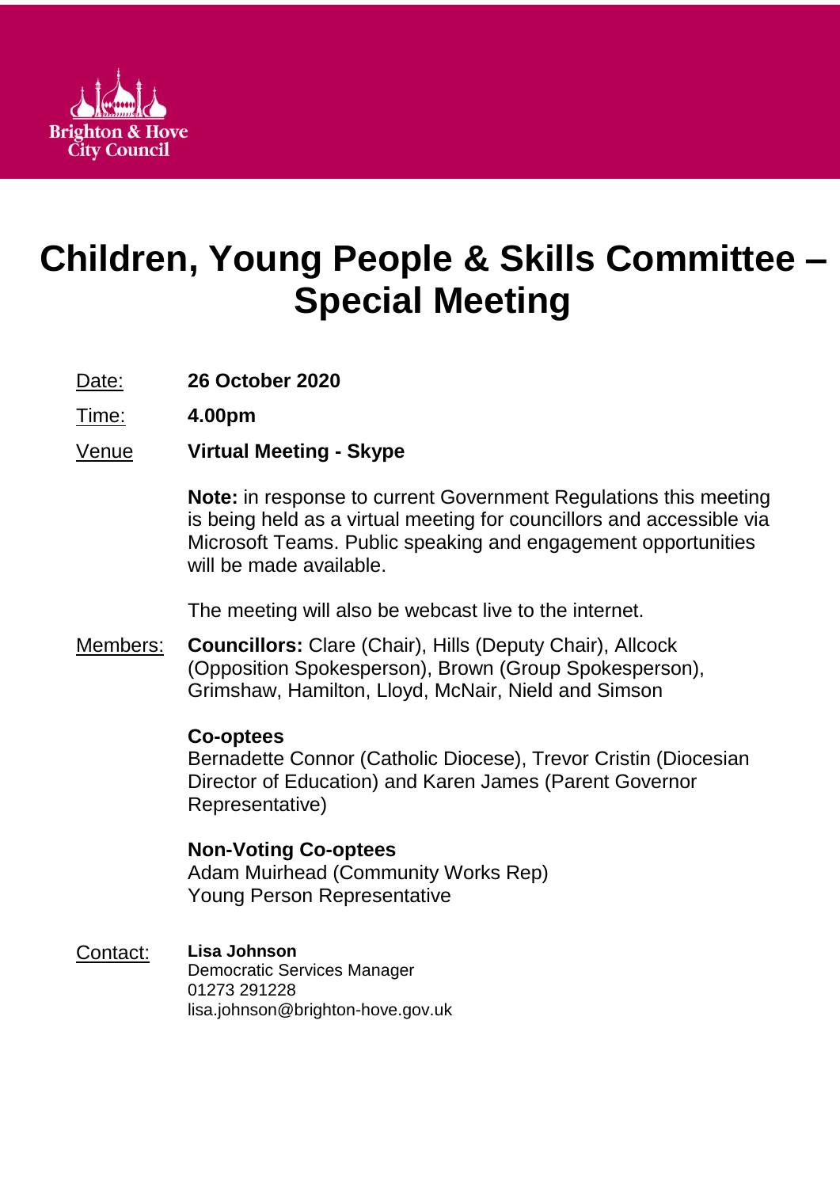Brighton & Hove City Council

# Children, Young People & Skills Committee – Special Meeting

Date: **26 October 2020**

Time: **4.00pm**

Venue **Virtual Meeting - Skype**

**Note:** in response to current Government Regulations this meeting is being held as a virtual meeting for councillors and accessible via Microsoft Teams. Public speaking and engagement opportunities will be made available.

The meeting will also be webcast live to the internet.

Members: **Councillors:** Clare (Chair), Hills (Deputy Chair), Allcock (Opposition Spokesperson), Brown (Group Spokesperson), Grimshaw, Hamilton, Lloyd, McNair, Nield and Simson

**Co-optees**
Bernadette Connor (Catholic Diocese), Trevor Cristin (Diocesian Director of Education) and Karen James (Parent Governor Representative)

**Non-Voting Co-optees**
Adam Muirhead (Community Works Rep)
Young Person Representative

Contact: **Lisa Johnson**
Democratic Services Manager
01273 291228
lisa.johnson@brighton-hove.gov.uk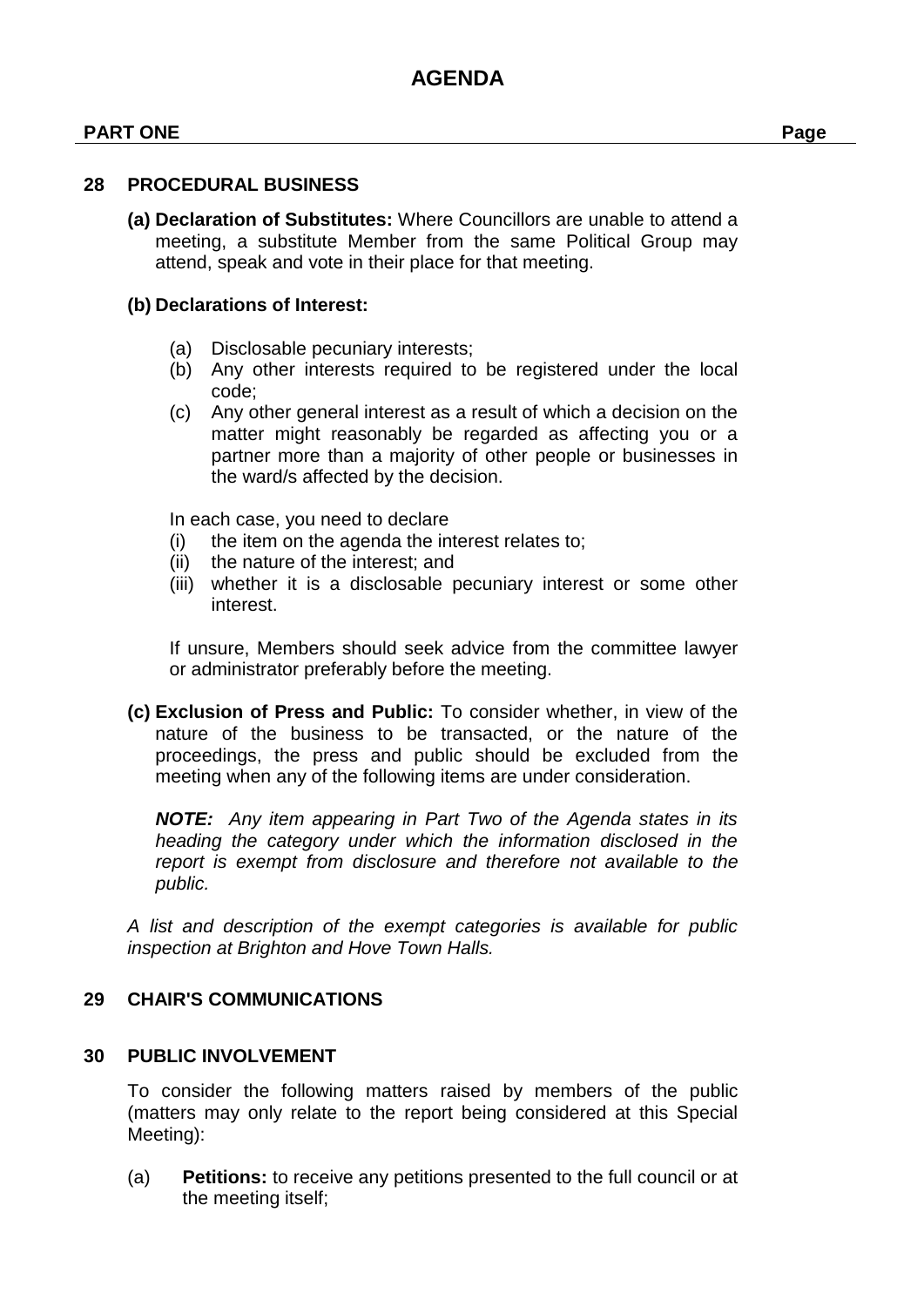# AGENDA

**PART ONE** **Page**

## 28 PROCEDURAL BUSINESS

**(a) Declaration of Substitutes:** Where Councillors are unable to attend a meeting, a substitute Member from the same Political Group may attend, speak and vote in their place for that meeting.

**(b) Declarations of Interest:**

(a) Disclosable pecuniary interests;
(b) Any other interests required to be registered under the local code;
(c) Any other general interest as a result of which a decision on the matter might reasonably be regarded as affecting you or a partner more than a majority of other people or businesses in the ward/s affected by the decision.

In each case, you need to declare
(i) the item on the agenda the interest relates to;
(ii) the nature of the interest; and
(iii) whether it is a disclosable pecuniary interest or some other interest.

If unsure, Members should seek advice from the committee lawyer or administrator preferably before the meeting.

**(c) Exclusion of Press and Public:** To consider whether, in view of the nature of the business to be transacted, or the nature of the proceedings, the press and public should be excluded from the meeting when any of the following items are under consideration.

***NOTE:*** *Any item appearing in Part Two of the Agenda states in its heading the category under which the information disclosed in the report is exempt from disclosure and therefore not available to the public.*

*A list and description of the exempt categories is available for public inspection at Brighton and Hove Town Halls.*

## 29 CHAIR'S COMMUNICATIONS

## 30 PUBLIC INVOLVEMENT

To consider the following matters raised by members of the public (matters may only relate to the report being considered at this Special Meeting):

(a) **Petitions:** to receive any petitions presented to the full council or at the meeting itself;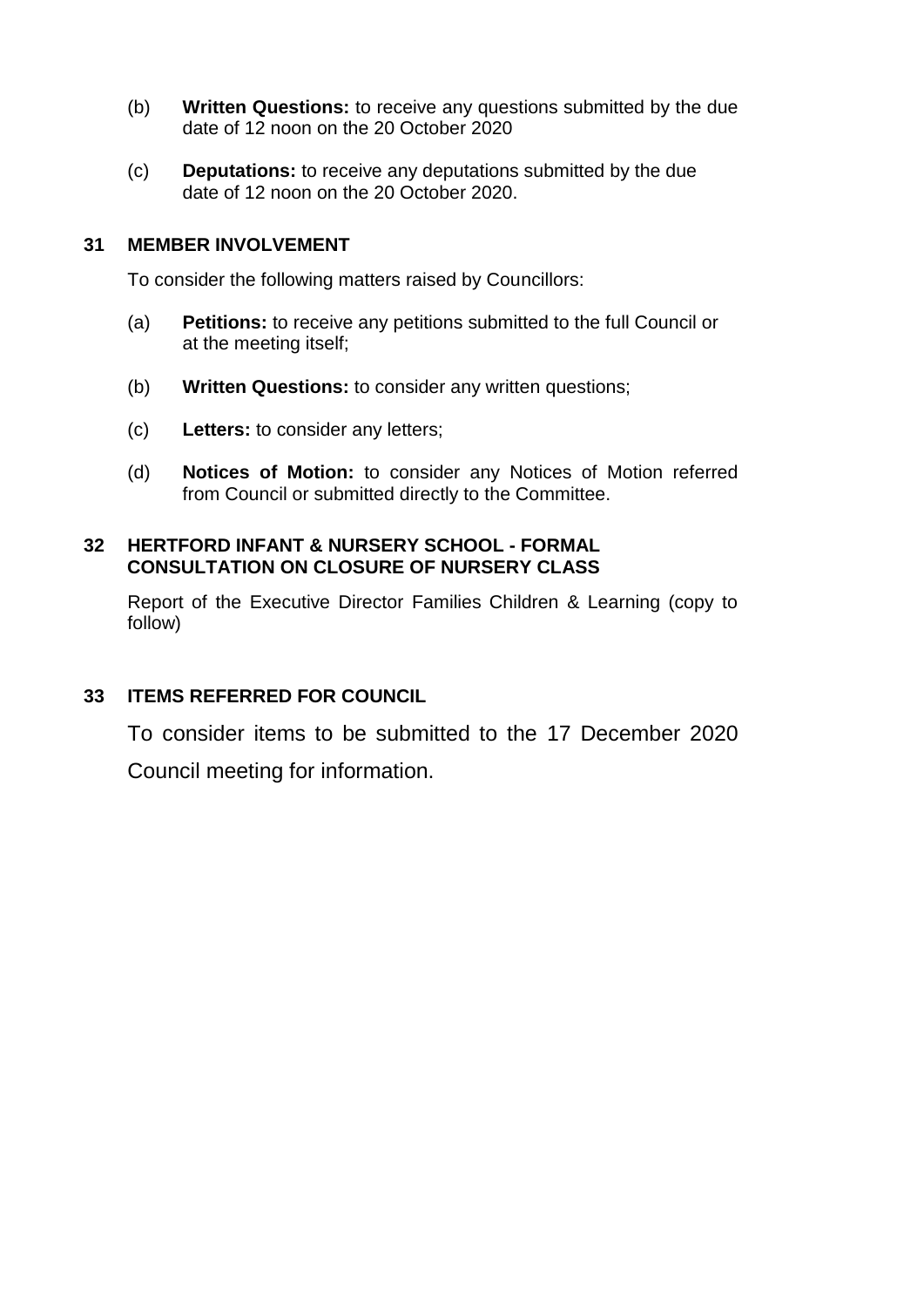(b) **Written Questions:** to receive any questions submitted by the due date of 12 noon on the 20 October 2020

(c) **Deputations:** to receive any deputations submitted by the due date of 12 noon on the 20 October 2020.

## 31 MEMBER INVOLVEMENT

To consider the following matters raised by Councillors:

(a) **Petitions:** to receive any petitions submitted to the full Council or at the meeting itself;

(b) **Written Questions:** to consider any written questions;

(c) **Letters:** to consider any letters;

(d) **Notices of Motion:** to consider any Notices of Motion referred from Council or submitted directly to the Committee.

## 32 HERTFORD INFANT & NURSERY SCHOOL - FORMAL CONSULTATION ON CLOSURE OF NURSERY CLASS

Report of the Executive Director Families Children & Learning (copy to follow)

## 33 ITEMS REFERRED FOR COUNCIL

To consider items to be submitted to the 17 December 2020 Council meeting for information.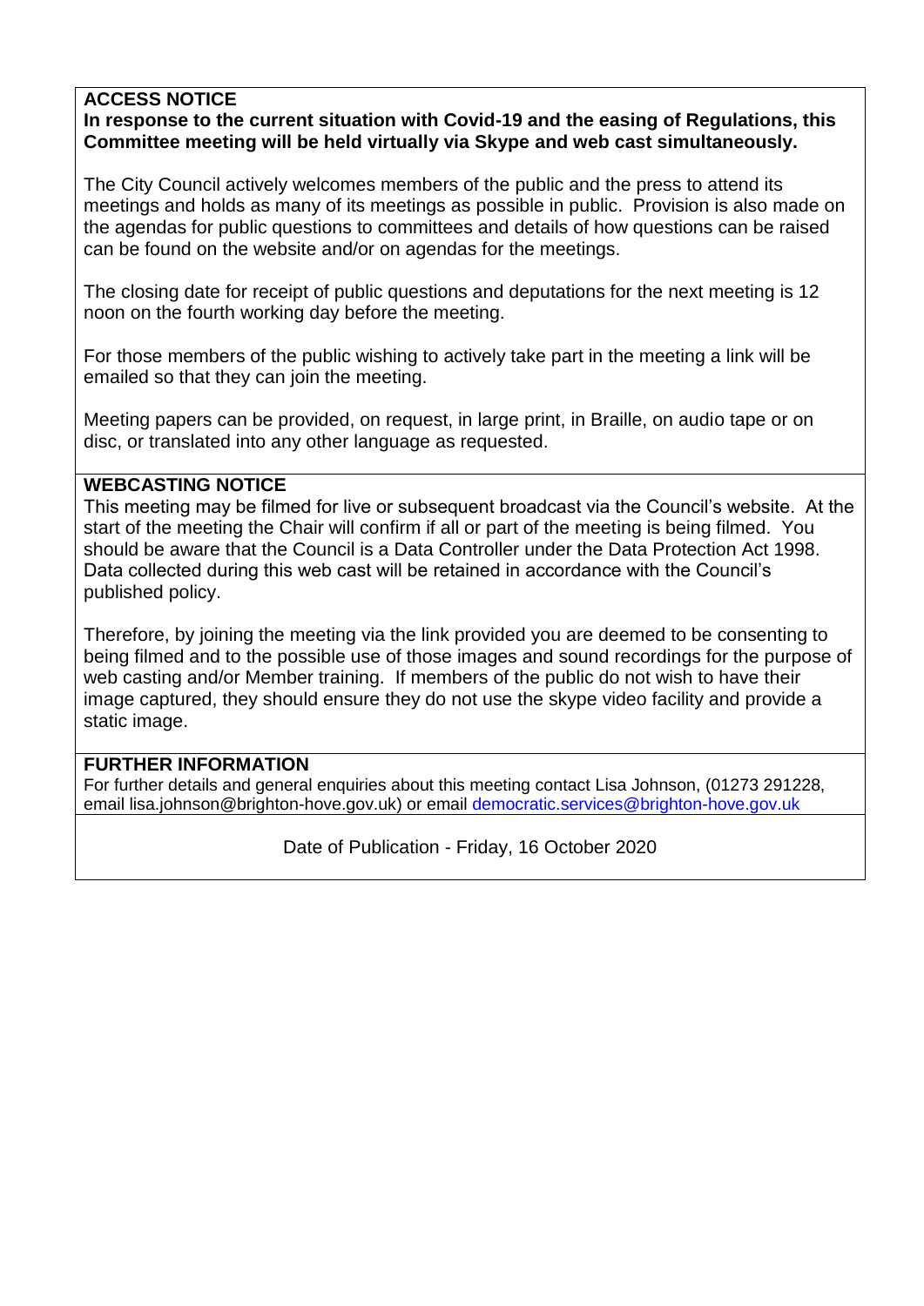## ACCESS NOTICE

**In response to the current situation with Covid-19 and the easing of Regulations, this Committee meeting will be held virtually via Skype and web cast simultaneously.**

The City Council actively welcomes members of the public and the press to attend its meetings and holds as many of its meetings as possible in public. Provision is also made on the agendas for public questions to committees and details of how questions can be raised can be found on the website and/or on agendas for the meetings.

The closing date for receipt of public questions and deputations for the next meeting is 12 noon on the fourth working day before the meeting.

For those members of the public wishing to actively take part in the meeting a link will be emailed so that they can join the meeting.

Meeting papers can be provided, on request, in large print, in Braille, on audio tape or on disc, or translated into any other language as requested.

## WEBCASTING NOTICE

This meeting may be filmed for live or subsequent broadcast via the Council's website. At the start of the meeting the Chair will confirm if all or part of the meeting is being filmed. You should be aware that the Council is a Data Controller under the Data Protection Act 1998. Data collected during this web cast will be retained in accordance with the Council's published policy.

Therefore, by joining the meeting via the link provided you are deemed to be consenting to being filmed and to the possible use of those images and sound recordings for the purpose of web casting and/or Member training. If members of the public do not wish to have their image captured, they should ensure they do not use the skype video facility and provide a static image.

## FURTHER INFORMATION

For further details and general enquiries about this meeting contact Lisa Johnson, (01273 291228, email lisa.johnson@brighton-hove.gov.uk) or email democratic.services@brighton-hove.gov.uk

Date of Publication - Friday, 16 October 2020